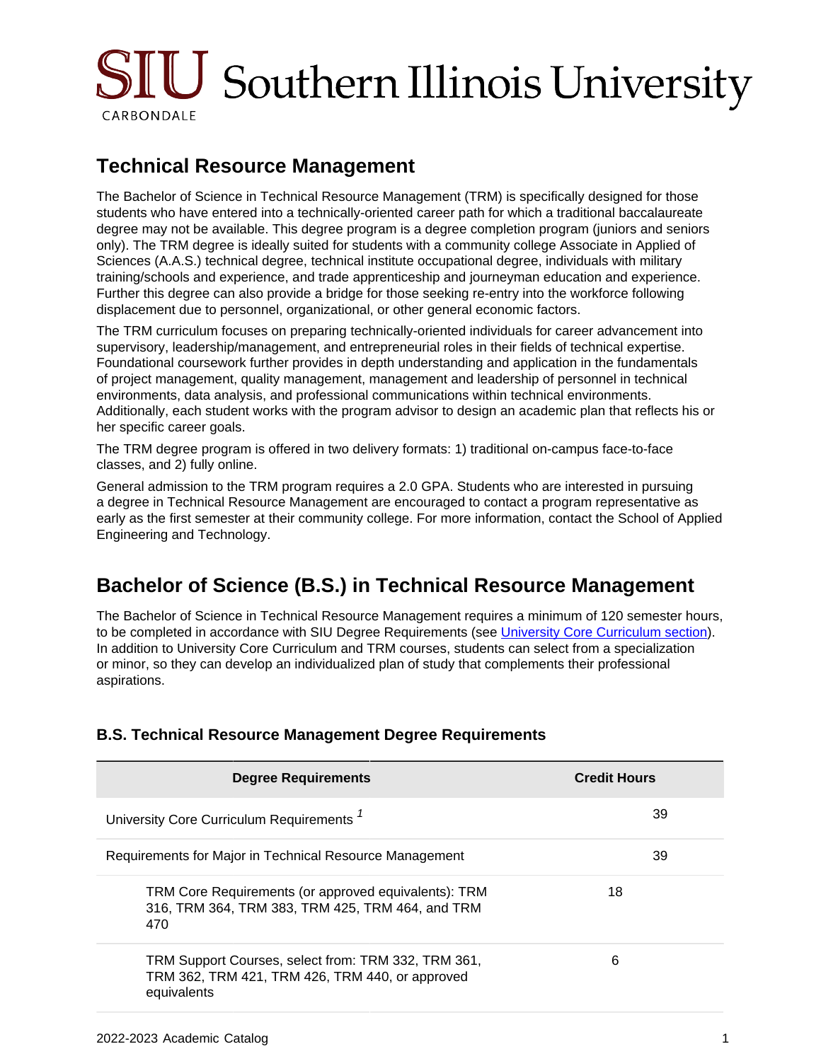# Technical Resource Management

The Bachelor of Science in Technical Resource Management (TRM) is specifically designed for those students who have entered into a technically-oriented career path for which a traditional baccalaureate degree may not be available. This degree program is a degree completion program (juniors and seniors only). The TRM degree is ideally suited for students with a community college Associate in Applied of Sciences (A.A.S.) technical degree, technical institute occupational degree, individuals with military training/schools and experience, and trade apprenticeship and journeyman education and experience. Further this degree can also provide a bridge for those seeking re-entry into the workforce following displacement due to personnel, organizational, or other general economic factors.

The TRM curriculum focuses on preparing technically-oriented individuals for career advancement into supervisory, leadership/management, and entrepreneurial roles in their fields of technical expertise. Foundational coursework further provides in depth understanding and application in the fundamentals of project management, quality management, management and leadership of personnel in technical environments, data analysis, and professional communications within technical environments. Additionally, each student works with the program advisor to design an academic plan that reflects his or her specific career goals.

The TRM degree program is offered in two delivery formats: 1) traditional on-campus face-to-face classes, and 2) fully online.

General admission to the TRM program requires a 2.0 GPA. Students who are interested in pursuing a degree in Technical Resource Management are encouraged to contact a program representative as early as the first semester at their community college. For more information, contact the School of Applied Engineering and Technology.

## Bachelor of Science (B.S.) in Technical Resource Management

The Bachelor of Science in Technical Resource Management requires a minimum of 120 semester hours, to be completed in accordance with SIU Degree Requirements (see University Core Curriculum section). In addition to University Core Curriculum and TRM courses, students can select from a specialization or minor, so they can develop an individualized plan of study that complements their professional aspirations.

### B.S. Technical Resource Management Degree Requirements

| Degree Requirements | Credit Hours | |
|---|---|---|
| University Core Curriculum Requirements [1] | | 39 |
| Requirements for Major in Technical Resource Management | | 39 |
| TRM Core Requirements (or approved equivalents): TRM 316, TRM 364, TRM 383, TRM 425, TRM 464, and TRM 470 | 18 | |
| TRM Support Courses, select from: TRM 332, TRM 361, TRM 362, TRM 421, TRM 426, TRM 440, or approved equivalents | 6 | |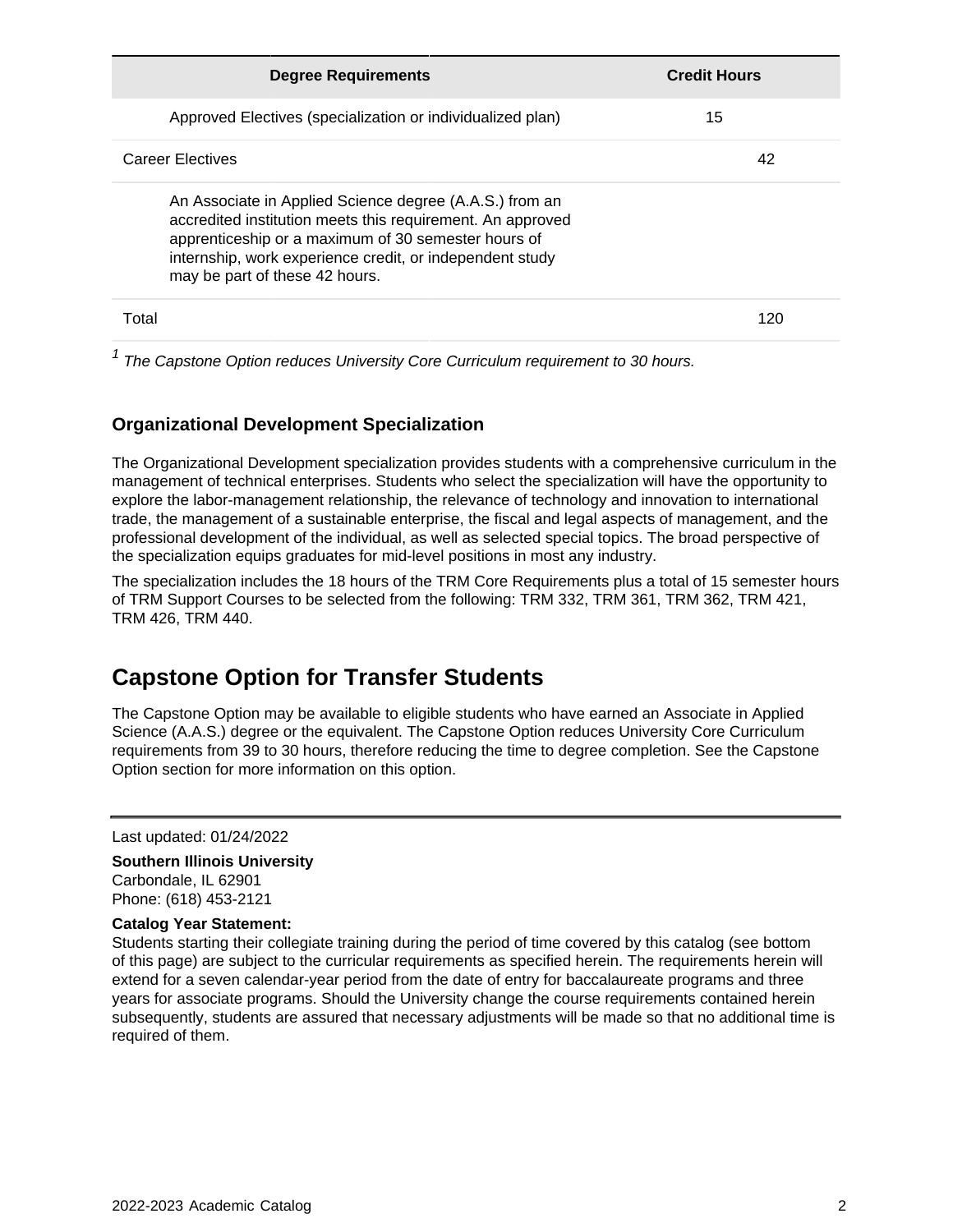| Degree Requirements | Credit Hours |
| --- | --- |
| Approved Electives (specialization or individualized plan) | 15 |
| Career Electives | 42 |
| An Associate in Applied Science degree (A.A.S.) from an accredited institution meets this requirement. An approved apprenticeship or a maximum of 30 semester hours of internship, work experience credit, or independent study may be part of these 42 hours. | |
| Total | 120 |

[1] *The Capstone Option reduces University Core Curriculum requirement to 30 hours.*

### Organizational Development Specialization

The Organizational Development specialization provides students with a comprehensive curriculum in the management of technical enterprises. Students who select the specialization will have the opportunity to explore the labor-management relationship, the relevance of technology and innovation to international trade, the management of a sustainable enterprise, the fiscal and legal aspects of management, and the professional development of the individual, as well as selected special topics. The broad perspective of the specialization equips graduates for mid-level positions in most any industry.

The specialization includes the 18 hours of the TRM Core Requirements plus a total of 15 semester hours of TRM Support Courses to be selected from the following: TRM 332, TRM 361, TRM 362, TRM 421, TRM 426, TRM 440.

## Capstone Option for Transfer Students

The Capstone Option may be available to eligible students who have earned an Associate in Applied Science (A.A.S.) degree or the equivalent. The Capstone Option reduces University Core Curriculum requirements from 39 to 30 hours, therefore reducing the time to degree completion. See the Capstone Option section for more information on this option.

---

Last updated: 01/24/2022

**Southern Illinois University**
Carbondale, IL 62901
Phone: (618) 453-2121

**Catalog Year Statement:**
Students starting their collegiate training during the period of time covered by this catalog (see bottom of this page) are subject to the curricular requirements as specified herein. The requirements herein will extend for a seven calendar-year period from the date of entry for baccalaureate programs and three years for associate programs. Should the University change the course requirements contained herein subsequently, students are assured that necessary adjustments will be made so that no additional time is required of them.

2022-2023 Academic Catalog